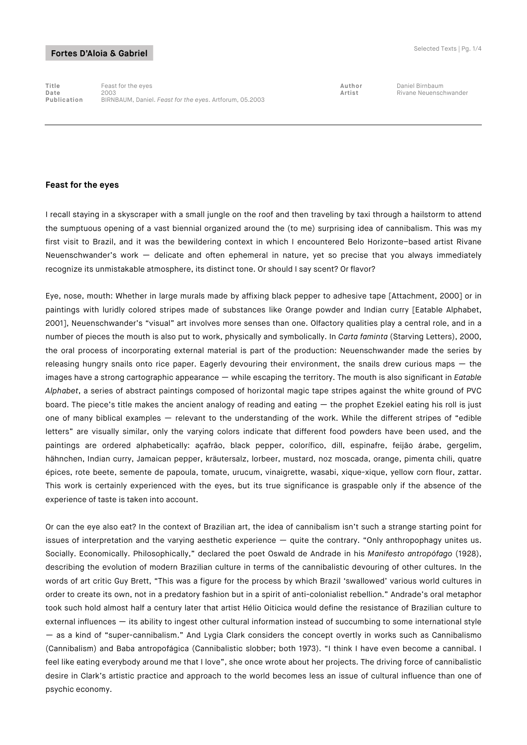**Fortes D'Aloia & Gabriel**

| | | | |
|---|---|---|---|
| **Title** | Feast for the eyes | **Author** | Daniel Birnbaum |
| **Date** | 2003 | **Artist** | Rivane Neuenschwander |
| **Publication** | BIRNBAUM, Daniel. *Feast for the eyes*. Artforum, 05.2003 | | |

---

## Feast for the eyes

I recall staying in a skyscraper with a small jungle on the roof and then traveling by taxi through a hailstorm to attend the sumptuous opening of a vast biennial organized around the (to me) surprising idea of cannibalism. This was my first visit to Brazil, and it was the bewildering context in which I encountered Belo Horizonte–based artist Rivane Neuenschwander's work — delicate and often ephemeral in nature, yet so precise that you always immediately recognize its unmistakable atmosphere, its distinct tone. Or should I say scent? Or flavor?

Eye, nose, mouth: Whether in large murals made by affixing black pepper to adhesive tape [Attachment, 2000] or in paintings with luridly colored stripes made of substances like Orange powder and Indian curry [Eatable Alphabet, 2001], Neuenschwander's "visual" art involves more senses than one. Olfactory qualities play a central role, and in a number of pieces the mouth is also put to work, physically and symbolically. In *Carta faminta* (Starving Letters), 2000, the oral process of incorporating external material is part of the production: Neuenschwander made the series by releasing hungry snails onto rice paper. Eagerly devouring their environment, the snails drew curious maps — the images have a strong cartographic appearance — while escaping the territory. The mouth is also significant in *Eatable Alphabet*, a series of abstract paintings composed of horizontal magic tape stripes against the white ground of PVC board. The piece's title makes the ancient analogy of reading and eating — the prophet Ezekiel eating his roll is just one of many biblical examples — relevant to the understanding of the work. While the different stripes of "edible letters" are visually similar, only the varying colors indicate that different food powders have been used, and the paintings are ordered alphabetically: açafrão, black pepper, colorífico, dill, espinafre, feijão árabe, gergelim, hähnchen, Indian curry, Jamaican pepper, kräutersalz, lorbeer, mustard, noz moscada, orange, pimenta chili, quatre épices, rote beete, semente de papoula, tomate, urucum, vinaigrette, wasabi, xique-xique, yellow corn flour, zattar. This work is certainly experienced with the eyes, but its true significance is graspable only if the absence of the experience of taste is taken into account.

Or can the eye also eat? In the context of Brazilian art, the idea of cannibalism isn't such a strange starting point for issues of interpretation and the varying aesthetic experience — quite the contrary. "Only anthropophagy unites us. Socially. Economically. Philosophically," declared the poet Oswald de Andrade in his *Manifesto antropófago* (1928), describing the evolution of modern Brazilian culture in terms of the cannibalistic devouring of other cultures. In the words of art critic Guy Brett, "This was a figure for the process by which Brazil 'swallowed' various world cultures in order to create its own, not in a predatory fashion but in a spirit of anti-colonialist rebellion." Andrade's oral metaphor took such hold almost half a century later that artist Hélio Oiticica would define the resistance of Brazilian culture to external influences — its ability to ingest other cultural information instead of succumbing to some international style — as a kind of "super-cannibalism." And Lygia Clark considers the concept overtly in works such as Cannibalismo (Cannibalism) and Baba antropofágica (Cannibalistic slobber; both 1973). "I think I have even become a cannibal. I feel like eating everybody around me that I love", she once wrote about her projects. The driving force of cannibalistic desire in Clark's artistic practice and approach to the world becomes less an issue of cultural influence than one of psychic economy.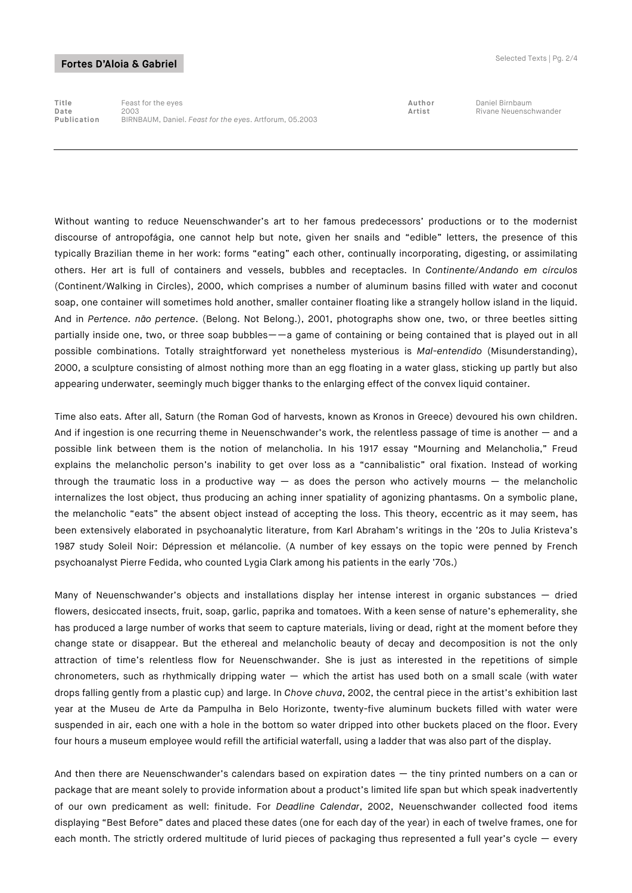Without wanting to reduce Neuenschwander's art to her famous predecessors' productions or to the modernist discourse of antropofágia, one cannot help but note, given her snails and "edible" letters, the presence of this typically Brazilian theme in her work: forms "eating" each other, continually incorporating, digesting, or assimilating others. Her art is full of containers and vessels, bubbles and receptacles. In *Continente/Andando em círculos* (Continent/Walking in Circles), 2000, which comprises a number of aluminum basins filled with water and coconut soap, one container will sometimes hold another, smaller container floating like a strangely hollow island in the liquid. And in *Pertence. não pertence*. (Belong. Not Belong.), 2001, photographs show one, two, or three beetles sitting partially inside one, two, or three soap bubbles——a game of containing or being contained that is played out in all possible combinations. Totally straightforward yet nonetheless mysterious is *Mal-entendido* (Misunderstanding), 2000, a sculpture consisting of almost nothing more than an egg floating in a water glass, sticking up partly but also appearing underwater, seemingly much bigger thanks to the enlarging effect of the convex liquid container.

Time also eats. After all, Saturn (the Roman God of harvests, known as Kronos in Greece) devoured his own children. And if ingestion is one recurring theme in Neuenschwander's work, the relentless passage of time is another — and a possible link between them is the notion of melancholia. In his 1917 essay "Mourning and Melancholia," Freud explains the melancholic person's inability to get over loss as a "cannibalistic" oral fixation. Instead of working through the traumatic loss in a productive way — as does the person who actively mourns — the melancholic internalizes the lost object, thus producing an aching inner spatiality of agonizing phantasms. On a symbolic plane, the melancholic "eats" the absent object instead of accepting the loss. This theory, eccentric as it may seem, has been extensively elaborated in psychoanalytic literature, from Karl Abraham's writings in the '20s to Julia Kristeva's 1987 study Soleil Noir: Dépression et mélancolie. (A number of key essays on the topic were penned by French psychoanalyst Pierre Fedida, who counted Lygia Clark among his patients in the early '70s.)

Many of Neuenschwander's objects and installations display her intense interest in organic substances — dried flowers, desiccated insects, fruit, soap, garlic, paprika and tomatoes. With a keen sense of nature's ephemerality, she has produced a large number of works that seem to capture materials, living or dead, right at the moment before they change state or disappear. But the ethereal and melancholic beauty of decay and decomposition is not the only attraction of time's relentless flow for Neuenschwander. She is just as interested in the repetitions of simple chronometers, such as rhythmically dripping water — which the artist has used both on a small scale (with water drops falling gently from a plastic cup) and large. In *Chove chuva*, 2002, the central piece in the artist's exhibition last year at the Museu de Arte da Pampulha in Belo Horizonte, twenty-five aluminum buckets filled with water were suspended in air, each one with a hole in the bottom so water dripped into other buckets placed on the floor. Every four hours a museum employee would refill the artificial waterfall, using a ladder that was also part of the display.

And then there are Neuenschwander's calendars based on expiration dates — the tiny printed numbers on a can or package that are meant solely to provide information about a product's limited life span but which speak inadvertently of our own predicament as well: finitude. For *Deadline Calendar*, 2002, Neuenschwander collected food items displaying "Best Before" dates and placed these dates (one for each day of the year) in each of twelve frames, one for each month. The strictly ordered multitude of lurid pieces of packaging thus represented a full year's cycle — every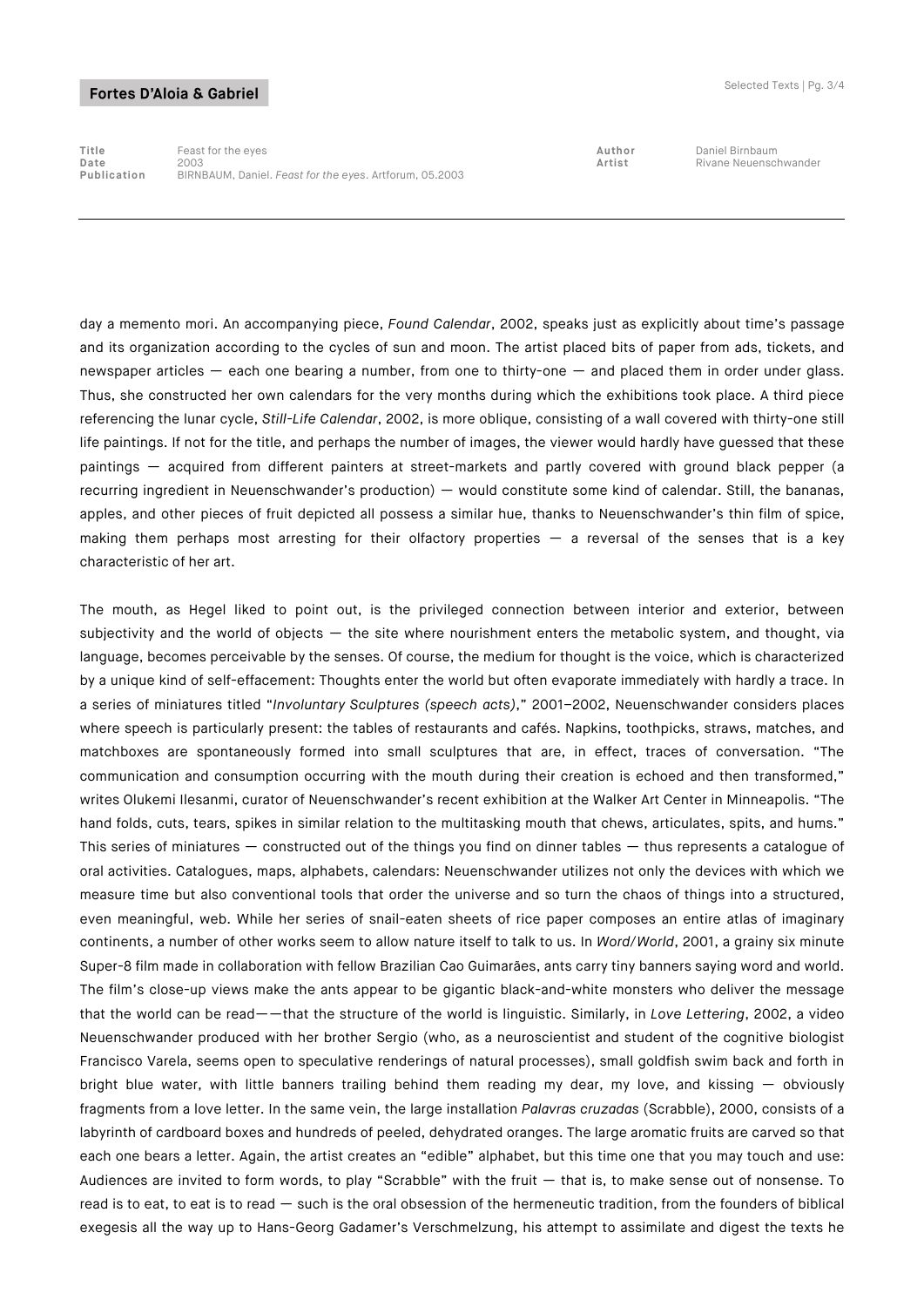day a memento mori. An accompanying piece, *Found Calendar*, 2002, speaks just as explicitly about time's passage and its organization according to the cycles of sun and moon. The artist placed bits of paper from ads, tickets, and newspaper articles — each one bearing a number, from one to thirty-one — and placed them in order under glass. Thus, she constructed her own calendars for the very months during which the exhibitions took place. A third piece referencing the lunar cycle, *Still-Life Calendar*, 2002, is more oblique, consisting of a wall covered with thirty-one still life paintings. If not for the title, and perhaps the number of images, the viewer would hardly have guessed that these paintings — acquired from different painters at street-markets and partly covered with ground black pepper (a recurring ingredient in Neuenschwander's production) — would constitute some kind of calendar. Still, the bananas, apples, and other pieces of fruit depicted all possess a similar hue, thanks to Neuenschwander's thin film of spice, making them perhaps most arresting for their olfactory properties — a reversal of the senses that is a key characteristic of her art.

The mouth, as Hegel liked to point out, is the privileged connection between interior and exterior, between subjectivity and the world of objects — the site where nourishment enters the metabolic system, and thought, via language, becomes perceivable by the senses. Of course, the medium for thought is the voice, which is characterized by a unique kind of self-effacement: Thoughts enter the world but often evaporate immediately with hardly a trace. In a series of miniatures titled "*Involuntary Sculptures (speech acts)*," 2001–2002, Neuenschwander considers places where speech is particularly present: the tables of restaurants and cafés. Napkins, toothpicks, straws, matches, and matchboxes are spontaneously formed into small sculptures that are, in effect, traces of conversation. "The communication and consumption occurring with the mouth during their creation is echoed and then transformed," writes Olukemi Ilesanmi, curator of Neuenschwander's recent exhibition at the Walker Art Center in Minneapolis. "The hand folds, cuts, tears, spikes in similar relation to the multitasking mouth that chews, articulates, spits, and hums." This series of miniatures — constructed out of the things you find on dinner tables — thus represents a catalogue of oral activities. Catalogues, maps, alphabets, calendars: Neuenschwander utilizes not only the devices with which we measure time but also conventional tools that order the universe and so turn the chaos of things into a structured, even meaningful, web. While her series of snail-eaten sheets of rice paper composes an entire atlas of imaginary continents, a number of other works seem to allow nature itself to talk to us. In *Word/World*, 2001, a grainy six minute Super-8 film made in collaboration with fellow Brazilian Cao Guimarães, ants carry tiny banners saying word and world. The film's close-up views make the ants appear to be gigantic black-and-white monsters who deliver the message that the world can be read——that the structure of the world is linguistic. Similarly, in *Love Lettering*, 2002, a video Neuenschwander produced with her brother Sergio (who, as a neuroscientist and student of the cognitive biologist Francisco Varela, seems open to speculative renderings of natural processes), small goldfish swim back and forth in bright blue water, with little banners trailing behind them reading my dear, my love, and kissing — obviously fragments from a love letter. In the same vein, the large installation *Palavras cruzadas* (Scrabble), 2000, consists of a labyrinth of cardboard boxes and hundreds of peeled, dehydrated oranges. The large aromatic fruits are carved so that each one bears a letter. Again, the artist creates an "edible" alphabet, but this time one that you may touch and use: Audiences are invited to form words, to play "Scrabble" with the fruit — that is, to make sense out of nonsense. To read is to eat, to eat is to read — such is the oral obsession of the hermeneutic tradition, from the founders of biblical exegesis all the way up to Hans-Georg Gadamer's Verschmelzung, his attempt to assimilate and digest the texts he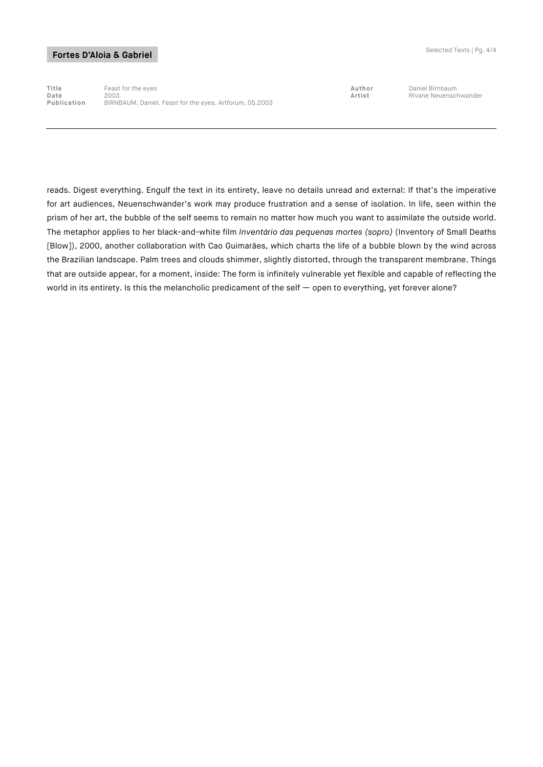reads. Digest everything. Engulf the text in its entirety, leave no details unread and external: If that's the imperative for art audiences, Neuenschwander's work may produce frustration and a sense of isolation. In life, seen within the prism of her art, the bubble of the self seems to remain no matter how much you want to assimilate the outside world. The metaphor applies to her black-and-white film *Inventário das pequenas mortes (sopro)* (Inventory of Small Deaths [Blow]), 2000, another collaboration with Cao Guimarães, which charts the life of a bubble blown by the wind across the Brazilian landscape. Palm trees and clouds shimmer, slightly distorted, through the transparent membrane. Things that are outside appear, for a moment, inside: The form is infinitely vulnerable yet flexible and capable of reflecting the world in its entirety. Is this the melancholic predicament of the self — open to everything, yet forever alone?